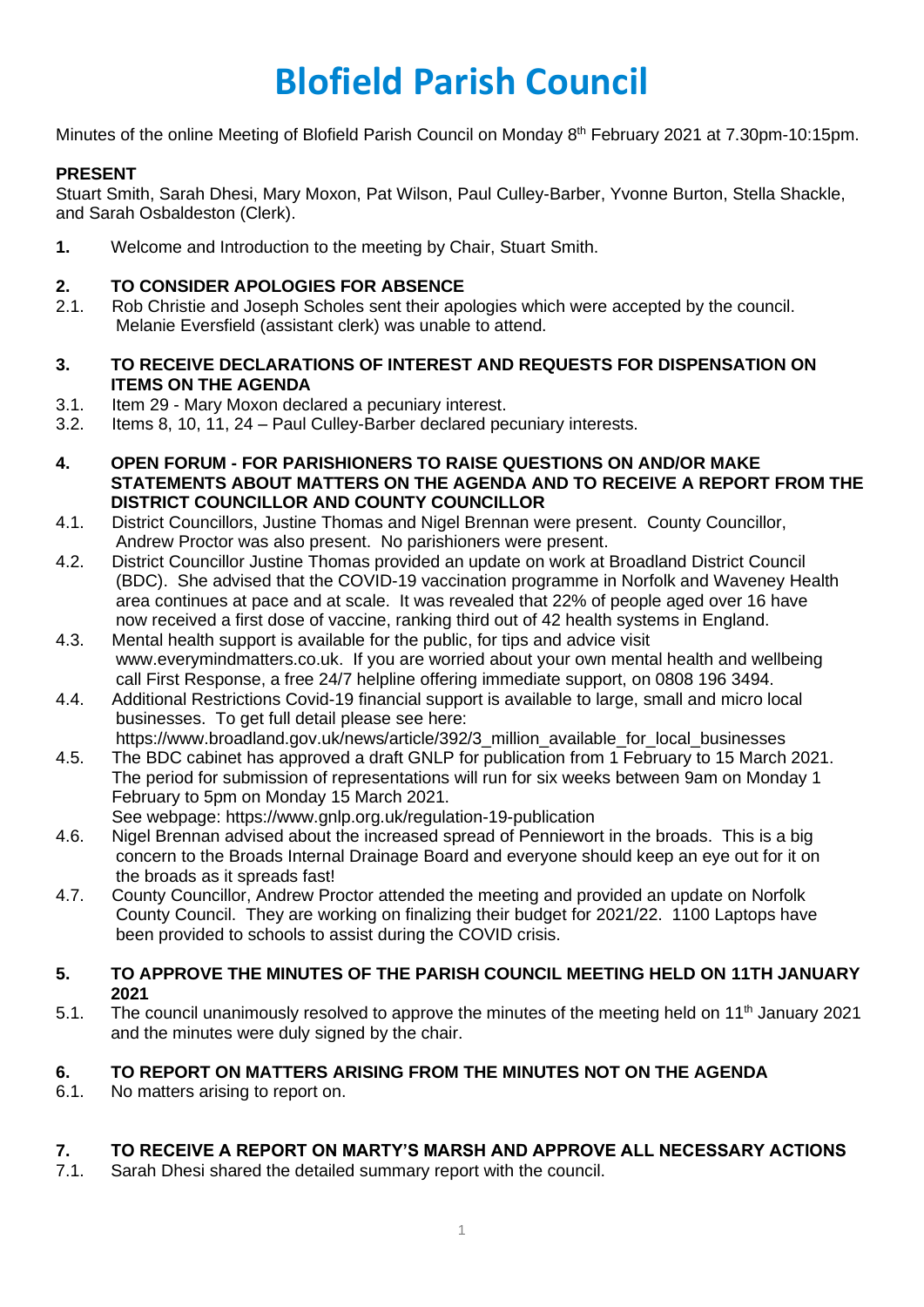# Blofield Parish Council

Minutes of the online Meeting of Blofield Parish Council on Monday 8th February 2021 at 7.30pm-10:15pm.

**PRESENT**

Stuart Smith, Sarah Dhesi, Mary Moxon, Pat Wilson, Paul Culley-Barber, Yvonne Burton, Stella Shackle, and Sarah Osbaldeston (Clerk).

**1.** Welcome and Introduction to the meeting by Chair, Stuart Smith.

**2. TO CONSIDER APOLOGIES FOR ABSENCE**

2.1. Rob Christie and Joseph Scholes sent their apologies which were accepted by the council. Melanie Eversfield (assistant clerk) was unable to attend.

**3. TO RECEIVE DECLARATIONS OF INTEREST AND REQUESTS FOR DISPENSATION ON ITEMS ON THE AGENDA**

3.1. Item 29 - Mary Moxon declared a pecuniary interest.

3.2. Items 8, 10, 11, 24 – Paul Culley-Barber declared pecuniary interests.

**4. OPEN FORUM - FOR PARISHIONERS TO RAISE QUESTIONS ON AND/OR MAKE STATEMENTS ABOUT MATTERS ON THE AGENDA AND TO RECEIVE A REPORT FROM THE DISTRICT COUNCILLOR AND COUNTY COUNCILLOR**

4.1. District Councillors, Justine Thomas and Nigel Brennan were present. County Councillor, Andrew Proctor was also present. No parishioners were present.

4.2. District Councillor Justine Thomas provided an update on work at Broadland District Council (BDC). She advised that the COVID-19 vaccination programme in Norfolk and Waveney Health area continues at pace and at scale. It was revealed that 22% of people aged over 16 have now received a first dose of vaccine, ranking third out of 42 health systems in England.

4.3. Mental health support is available for the public, for tips and advice visit www.everymindmatters.co.uk. If you are worried about your own mental health and wellbeing call First Response, a free 24/7 helpline offering immediate support, on 0808 196 3494.

4.4. Additional Restrictions Covid-19 financial support is available to large, small and micro local businesses. To get full detail please see here: https://www.broadland.gov.uk/news/article/392/3_million_available_for_local_businesses

4.5. The BDC cabinet has approved a draft GNLP for publication from 1 February to 15 March 2021. The period for submission of representations will run for six weeks between 9am on Monday 1 February to 5pm on Monday 15 March 2021.
See webpage: https://www.gnlp.org.uk/regulation-19-publication

4.6. Nigel Brennan advised about the increased spread of Penniewort in the broads. This is a big concern to the Broads Internal Drainage Board and everyone should keep an eye out for it on the broads as it spreads fast!

4.7. County Councillor, Andrew Proctor attended the meeting and provided an update on Norfolk County Council. They are working on finalizing their budget for 2021/22. 1100 Laptops have been provided to schools to assist during the COVID crisis.

**5. TO APPROVE THE MINUTES OF THE PARISH COUNCIL MEETING HELD ON 11TH JANUARY 2021**

5.1. The council unanimously resolved to approve the minutes of the meeting held on 11th January 2021 and the minutes were duly signed by the chair.

**6. TO REPORT ON MATTERS ARISING FROM THE MINUTES NOT ON THE AGENDA**

6.1. No matters arising to report on.

**7. TO RECEIVE A REPORT ON MARTY'S MARSH AND APPROVE ALL NECESSARY ACTIONS**

7.1. Sarah Dhesi shared the detailed summary report with the council.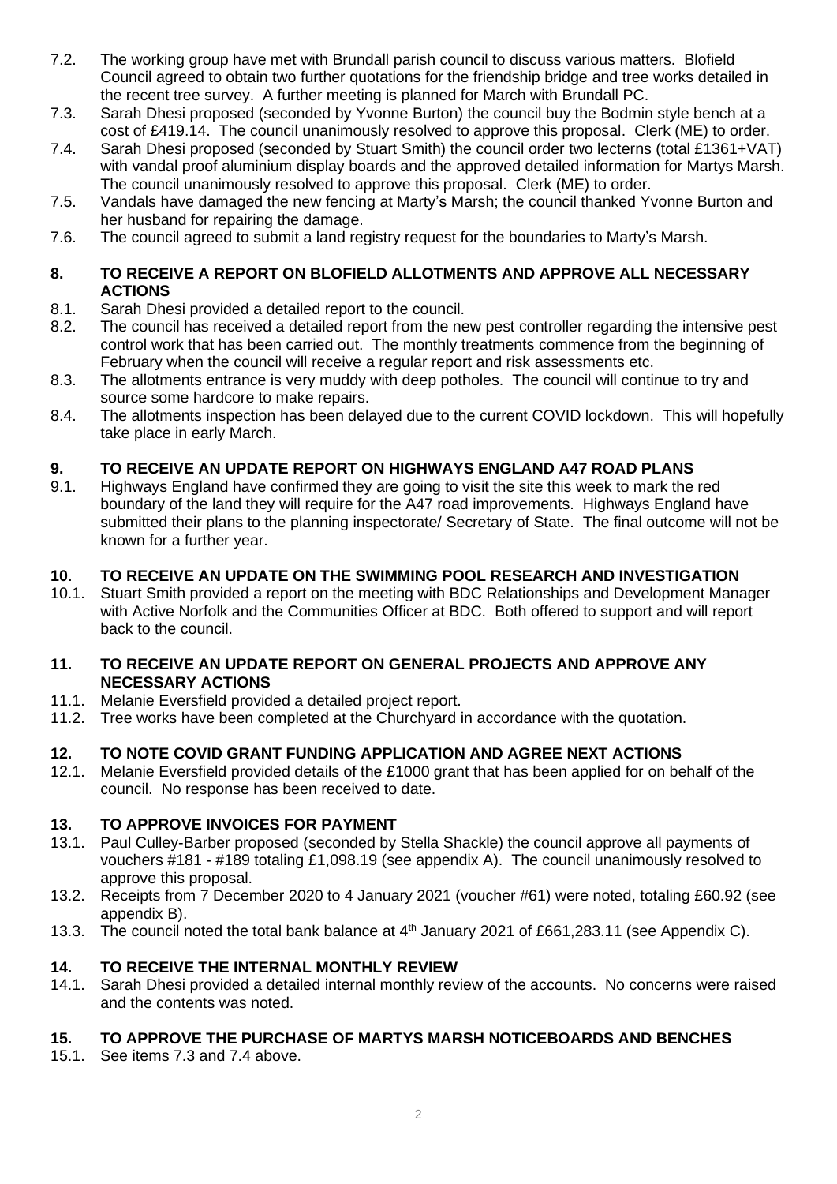7.2. The working group have met with Brundall parish council to discuss various matters. Blofield Council agreed to obtain two further quotations for the friendship bridge and tree works detailed in the recent tree survey. A further meeting is planned for March with Brundall PC.

7.3. Sarah Dhesi proposed (seconded by Yvonne Burton) the council buy the Bodmin style bench at a cost of £419.14. The council unanimously resolved to approve this proposal. Clerk (ME) to order.

7.4. Sarah Dhesi proposed (seconded by Stuart Smith) the council order two lecterns (total £1361+VAT) with vandal proof aluminium display boards and the approved detailed information for Martys Marsh. The council unanimously resolved to approve this proposal. Clerk (ME) to order.

7.5. Vandals have damaged the new fencing at Marty's Marsh; the council thanked Yvonne Burton and her husband for repairing the damage.

7.6. The council agreed to submit a land registry request for the boundaries to Marty's Marsh.

## 8. TO RECEIVE A REPORT ON BLOFIELD ALLOTMENTS AND APPROVE ALL NECESSARY ACTIONS

8.1. Sarah Dhesi provided a detailed report to the council.

8.2. The council has received a detailed report from the new pest controller regarding the intensive pest control work that has been carried out. The monthly treatments commence from the beginning of February when the council will receive a regular report and risk assessments etc.

8.3. The allotments entrance is very muddy with deep potholes. The council will continue to try and source some hardcore to make repairs.

8.4. The allotments inspection has been delayed due to the current COVID lockdown. This will hopefully take place in early March.

## 9. TO RECEIVE AN UPDATE REPORT ON HIGHWAYS ENGLAND A47 ROAD PLANS

9.1. Highways England have confirmed they are going to visit the site this week to mark the red boundary of the land they will require for the A47 road improvements. Highways England have submitted their plans to the planning inspectorate/ Secretary of State. The final outcome will not be known for a further year.

## 10. TO RECEIVE AN UPDATE ON THE SWIMMING POOL RESEARCH AND INVESTIGATION

10.1. Stuart Smith provided a report on the meeting with BDC Relationships and Development Manager with Active Norfolk and the Communities Officer at BDC. Both offered to support and will report back to the council.

## 11. TO RECEIVE AN UPDATE REPORT ON GENERAL PROJECTS AND APPROVE ANY NECESSARY ACTIONS

11.1. Melanie Eversfield provided a detailed project report.

11.2. Tree works have been completed at the Churchyard in accordance with the quotation.

## 12. TO NOTE COVID GRANT FUNDING APPLICATION AND AGREE NEXT ACTIONS

12.1. Melanie Eversfield provided details of the £1000 grant that has been applied for on behalf of the council. No response has been received to date.

## 13. TO APPROVE INVOICES FOR PAYMENT

13.1. Paul Culley-Barber proposed (seconded by Stella Shackle) the council approve all payments of vouchers #181 - #189 totaling £1,098.19 (see appendix A). The council unanimously resolved to approve this proposal.

13.2. Receipts from 7 December 2020 to 4 January 2021 (voucher #61) were noted, totaling £60.92 (see appendix B).

13.3. The council noted the total bank balance at 4th January 2021 of £661,283.11 (see Appendix C).

## 14. TO RECEIVE THE INTERNAL MONTHLY REVIEW

14.1. Sarah Dhesi provided a detailed internal monthly review of the accounts. No concerns were raised and the contents was noted.

## 15. TO APPROVE THE PURCHASE OF MARTYS MARSH NOTICEBOARDS AND BENCHES

15.1. See items 7.3 and 7.4 above.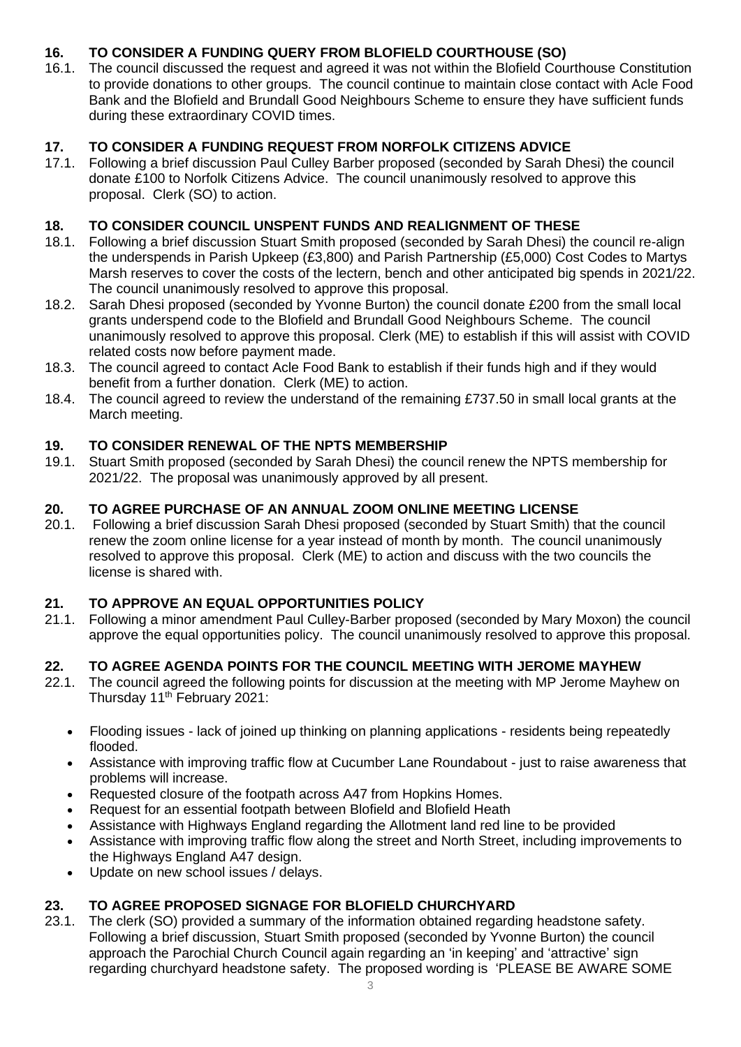## 16. TO CONSIDER A FUNDING QUERY FROM BLOFIELD COURTHOUSE (SO)

16.1. The council discussed the request and agreed it was not within the Blofield Courthouse Constitution to provide donations to other groups. The council continue to maintain close contact with Acle Food Bank and the Blofield and Brundall Good Neighbours Scheme to ensure they have sufficient funds during these extraordinary COVID times.

## 17. TO CONSIDER A FUNDING REQUEST FROM NORFOLK CITIZENS ADVICE

17.1. Following a brief discussion Paul Culley Barber proposed (seconded by Sarah Dhesi) the council donate £100 to Norfolk Citizens Advice. The council unanimously resolved to approve this proposal. Clerk (SO) to action.

## 18. TO CONSIDER COUNCIL UNSPENT FUNDS AND REALIGNMENT OF THESE

18.1. Following a brief discussion Stuart Smith proposed (seconded by Sarah Dhesi) the council re-align the underspends in Parish Upkeep (£3,800) and Parish Partnership (£5,000) Cost Codes to Martys Marsh reserves to cover the costs of the lectern, bench and other anticipated big spends in 2021/22. The council unanimously resolved to approve this proposal.

18.2. Sarah Dhesi proposed (seconded by Yvonne Burton) the council donate £200 from the small local grants underspend code to the Blofield and Brundall Good Neighbours Scheme. The council unanimously resolved to approve this proposal. Clerk (ME) to establish if this will assist with COVID related costs now before payment made.

18.3. The council agreed to contact Acle Food Bank to establish if their funds high and if they would benefit from a further donation. Clerk (ME) to action.

18.4. The council agreed to review the understand of the remaining £737.50 in small local grants at the March meeting.

## 19. TO CONSIDER RENEWAL OF THE NPTS MEMBERSHIP

19.1. Stuart Smith proposed (seconded by Sarah Dhesi) the council renew the NPTS membership for 2021/22. The proposal was unanimously approved by all present.

## 20. TO AGREE PURCHASE OF AN ANNUAL ZOOM ONLINE MEETING LICENSE

20.1. Following a brief discussion Sarah Dhesi proposed (seconded by Stuart Smith) that the council renew the zoom online license for a year instead of month by month. The council unanimously resolved to approve this proposal. Clerk (ME) to action and discuss with the two councils the license is shared with.

## 21. TO APPROVE AN EQUAL OPPORTUNITIES POLICY

21.1. Following a minor amendment Paul Culley-Barber proposed (seconded by Mary Moxon) the council approve the equal opportunities policy. The council unanimously resolved to approve this proposal.

## 22. TO AGREE AGENDA POINTS FOR THE COUNCIL MEETING WITH JEROME MAYHEW

22.1. The council agreed the following points for discussion at the meeting with MP Jerome Mayhew on Thursday 11th February 2021:

- Flooding issues - lack of joined up thinking on planning applications - residents being repeatedly flooded.
- Assistance with improving traffic flow at Cucumber Lane Roundabout - just to raise awareness that problems will increase.
- Requested closure of the footpath across A47 from Hopkins Homes.
- Request for an essential footpath between Blofield and Blofield Heath
- Assistance with Highways England regarding the Allotment land red line to be provided
- Assistance with improving traffic flow along the street and North Street, including improvements to the Highways England A47 design.
- Update on new school issues / delays.

## 23. TO AGREE PROPOSED SIGNAGE FOR BLOFIELD CHURCHYARD

23.1. The clerk (SO) provided a summary of the information obtained regarding headstone safety. Following a brief discussion, Stuart Smith proposed (seconded by Yvonne Burton) the council approach the Parochial Church Council again regarding an 'in keeping' and 'attractive' sign regarding churchyard headstone safety. The proposed wording is 'PLEASE BE AWARE SOME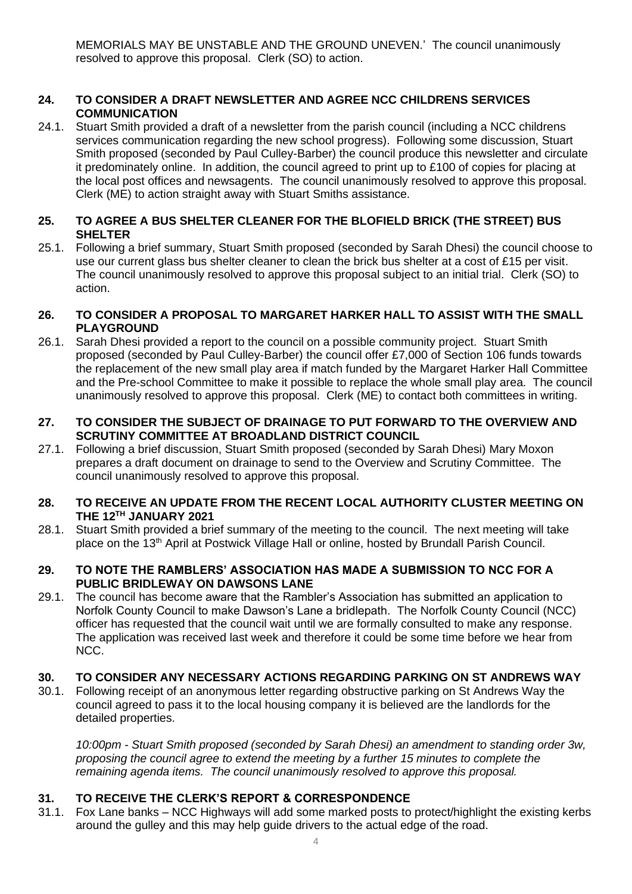MEMORIALS MAY BE UNSTABLE AND THE GROUND UNEVEN.' The council unanimously resolved to approve this proposal. Clerk (SO) to action.

**24. TO CONSIDER A DRAFT NEWSLETTER AND AGREE NCC CHILDRENS SERVICES COMMUNICATION**

24.1. Stuart Smith provided a draft of a newsletter from the parish council (including a NCC childrens services communication regarding the new school progress). Following some discussion, Stuart Smith proposed (seconded by Paul Culley-Barber) the council produce this newsletter and circulate it predominately online. In addition, the council agreed to print up to £100 of copies for placing at the local post offices and newsagents. The council unanimously resolved to approve this proposal. Clerk (ME) to action straight away with Stuart Smiths assistance.

**25. TO AGREE A BUS SHELTER CLEANER FOR THE BLOFIELD BRICK (THE STREET) BUS SHELTER**

25.1. Following a brief summary, Stuart Smith proposed (seconded by Sarah Dhesi) the council choose to use our current glass bus shelter cleaner to clean the brick bus shelter at a cost of £15 per visit. The council unanimously resolved to approve this proposal subject to an initial trial. Clerk (SO) to action.

**26. TO CONSIDER A PROPOSAL TO MARGARET HARKER HALL TO ASSIST WITH THE SMALL PLAYGROUND**

26.1. Sarah Dhesi provided a report to the council on a possible community project. Stuart Smith proposed (seconded by Paul Culley-Barber) the council offer £7,000 of Section 106 funds towards the replacement of the new small play area if match funded by the Margaret Harker Hall Committee and the Pre-school Committee to make it possible to replace the whole small play area. The council unanimously resolved to approve this proposal. Clerk (ME) to contact both committees in writing.

**27. TO CONSIDER THE SUBJECT OF DRAINAGE TO PUT FORWARD TO THE OVERVIEW AND SCRUTINY COMMITTEE AT BROADLAND DISTRICT COUNCIL**

27.1. Following a brief discussion, Stuart Smith proposed (seconded by Sarah Dhesi) Mary Moxon prepares a draft document on drainage to send to the Overview and Scrutiny Committee. The council unanimously resolved to approve this proposal.

**28. TO RECEIVE AN UPDATE FROM THE RECENT LOCAL AUTHORITY CLUSTER MEETING ON THE 12TH JANUARY 2021**

28.1. Stuart Smith provided a brief summary of the meeting to the council. The next meeting will take place on the 13th April at Postwick Village Hall or online, hosted by Brundall Parish Council.

**29. TO NOTE THE RAMBLERS' ASSOCIATION HAS MADE A SUBMISSION TO NCC FOR A PUBLIC BRIDLEWAY ON DAWSONS LANE**

29.1. The council has become aware that the Rambler's Association has submitted an application to Norfolk County Council to make Dawson's Lane a bridlepath. The Norfolk County Council (NCC) officer has requested that the council wait until we are formally consulted to make any response. The application was received last week and therefore it could be some time before we hear from NCC.

**30. TO CONSIDER ANY NECESSARY ACTIONS REGARDING PARKING ON ST ANDREWS WAY**

30.1. Following receipt of an anonymous letter regarding obstructive parking on St Andrews Way the council agreed to pass it to the local housing company it is believed are the landlords for the detailed properties.

*10:00pm - Stuart Smith proposed (seconded by Sarah Dhesi) an amendment to standing order 3w, proposing the council agree to extend the meeting by a further 15 minutes to complete the remaining agenda items. The council unanimously resolved to approve this proposal.*

**31. TO RECEIVE THE CLERK'S REPORT & CORRESPONDENCE**

31.1. Fox Lane banks – NCC Highways will add some marked posts to protect/highlight the existing kerbs around the gulley and this may help guide drivers to the actual edge of the road.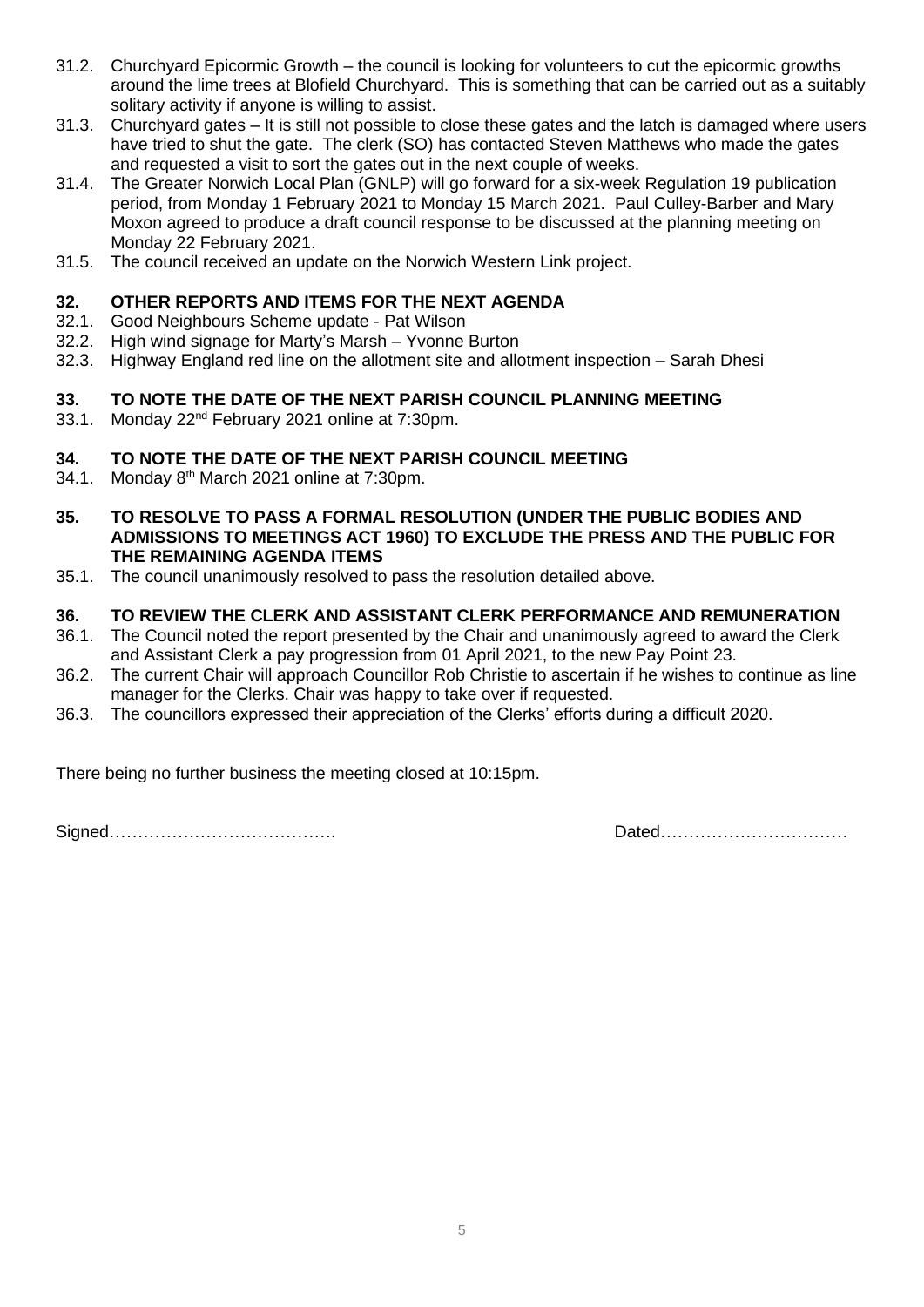31.2. Churchyard Epicormic Growth – the council is looking for volunteers to cut the epicormic growths around the lime trees at Blofield Churchyard. This is something that can be carried out as a suitably solitary activity if anyone is willing to assist.

31.3. Churchyard gates – It is still not possible to close these gates and the latch is damaged where users have tried to shut the gate. The clerk (SO) has contacted Steven Matthews who made the gates and requested a visit to sort the gates out in the next couple of weeks.

31.4. The Greater Norwich Local Plan (GNLP) will go forward for a six-week Regulation 19 publication period, from Monday 1 February 2021 to Monday 15 March 2021. Paul Culley-Barber and Mary Moxon agreed to produce a draft council response to be discussed at the planning meeting on Monday 22 February 2021.

31.5. The council received an update on the Norwich Western Link project.

## 32. OTHER REPORTS AND ITEMS FOR THE NEXT AGENDA

32.1. Good Neighbours Scheme update - Pat Wilson

32.2. High wind signage for Marty's Marsh – Yvonne Burton

32.3. Highway England red line on the allotment site and allotment inspection – Sarah Dhesi

## 33. TO NOTE THE DATE OF THE NEXT PARISH COUNCIL PLANNING MEETING

33.1. Monday 22nd February 2021 online at 7:30pm.

## 34. TO NOTE THE DATE OF THE NEXT PARISH COUNCIL MEETING

34.1. Monday 8th March 2021 online at 7:30pm.

## 35. TO RESOLVE TO PASS A FORMAL RESOLUTION (UNDER THE PUBLIC BODIES AND ADMISSIONS TO MEETINGS ACT 1960) TO EXCLUDE THE PRESS AND THE PUBLIC FOR THE REMAINING AGENDA ITEMS

35.1. The council unanimously resolved to pass the resolution detailed above.

## 36. TO REVIEW THE CLERK AND ASSISTANT CLERK PERFORMANCE AND REMUNERATION

36.1. The Council noted the report presented by the Chair and unanimously agreed to award the Clerk and Assistant Clerk a pay progression from 01 April 2021, to the new Pay Point 23.

36.2. The current Chair will approach Councillor Rob Christie to ascertain if he wishes to continue as line manager for the Clerks. Chair was happy to take over if requested.

36.3. The councillors expressed their appreciation of the Clerks' efforts during a difficult 2020.

There being no further business the meeting closed at 10:15pm.

Signed…………………………………. Dated……………………………